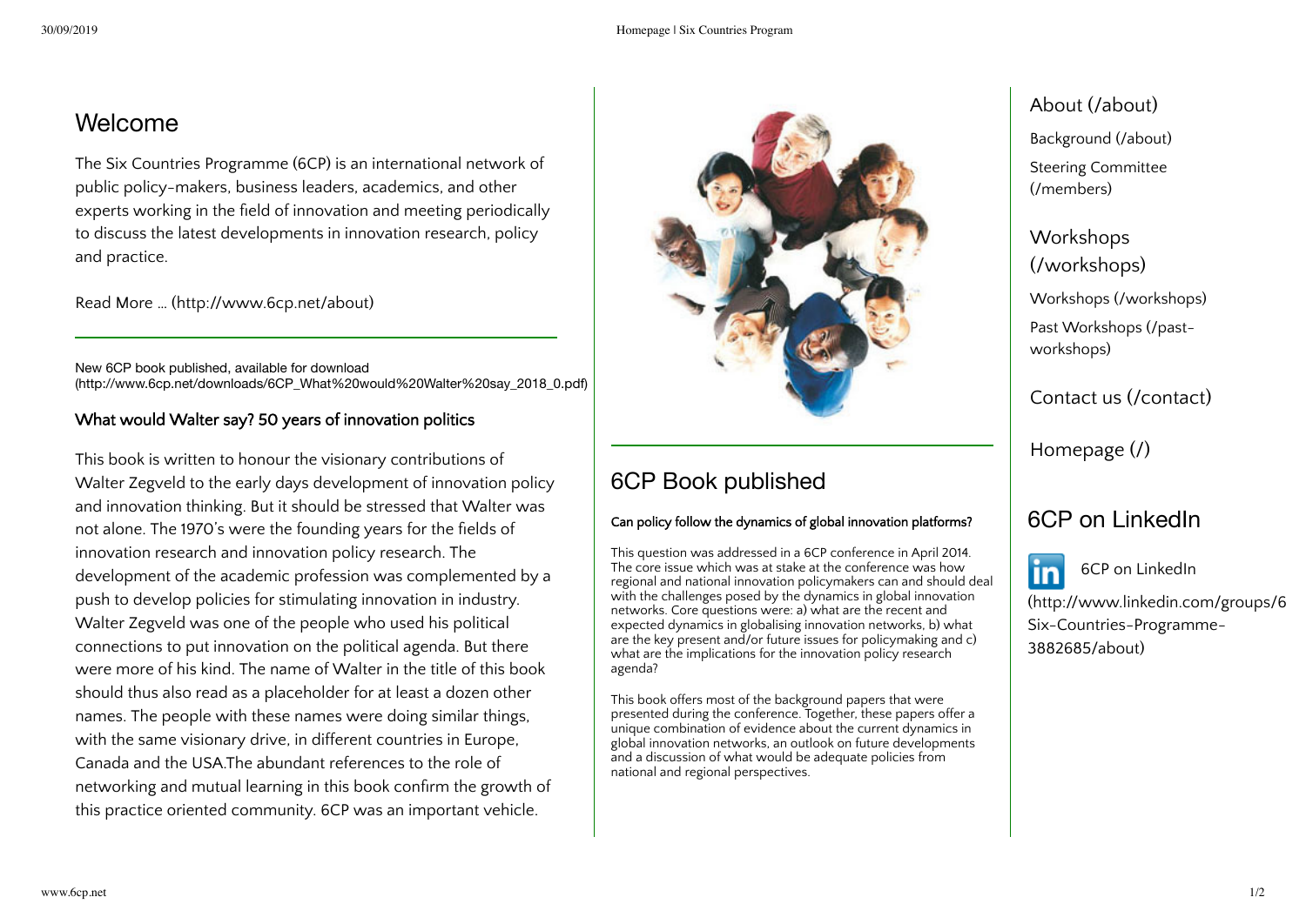# Welcome

The Six Countries Programme (6CP) is an international network of public policy-makers, business leaders, academics, and other experts working in the field of innovation and meeting periodically to discuss the latest developments in innovation research, policy and practice.

Read More ... (http://www.6cp.net/about)

New 6CP book published, available for download (http://www.6cp.net/downloads/6CP_What%20would%20Walter%20say_2018_0.pdf)

### What would Walter say? 50 years of innovation politics

This book is written to honour the visionary contributions of Walter Zegveld to the early days development of innovation policy and innovation thinking. But it should be stressed that Walter was not alone. The 1970's were the founding years for the fields of innovation research and innovation policy research. The development of the academic profession was complemented by a push to develop policies for stimulating innovation in industry. Walter Zegveld was one of the people who used his political connections to put innovation on the political agenda. But there were more of his kind. The name of Walter in the title of this book should thus also read as a placeholder for at least a dozen other names. The people with these names were doing similar things, with the same visionary drive, in different countries in Europe, Canada and the USA.The abundant references to the role of networking and mutual learning in this book confirm the growth of this practice oriented community. 6CP was an important vehicle.

## 6CP Book published

### Can policy follow the dynamics of global innovation platforms?

This question was addressed in a 6CP conference in April 2014. The core issue which was at stake at the conference was how regional and national innovation policymakers can and should deal with the challenges posed by the dynamics in global innovation networks. Core questions were: a) what are the recent and expected dynamics in globalising innovation networks, b) what are the key present and/or future issues for policymaking and c) what are the implications for the innovation policy research agenda?

This book offers most of the background papers that were presented during the conference. Together, these papers offer a unique combination of evidence about the current dynamics in global innovation networks, an outlook on future developments and a discussion of what would be adequate policies from national and regional perspectives.

About (/about)

Background (/about)

Steering Committee (/members)

Workshops (/workshops)

Workshops (/workshops)

Past Workshops (/past-workshops)

Contact us (/contact)

Homepage (/)

## 6CP on LinkedIn

6CP on LinkedIn (http://www.linkedin.com/groups/6 Six-Countries-Programme-3882685/about)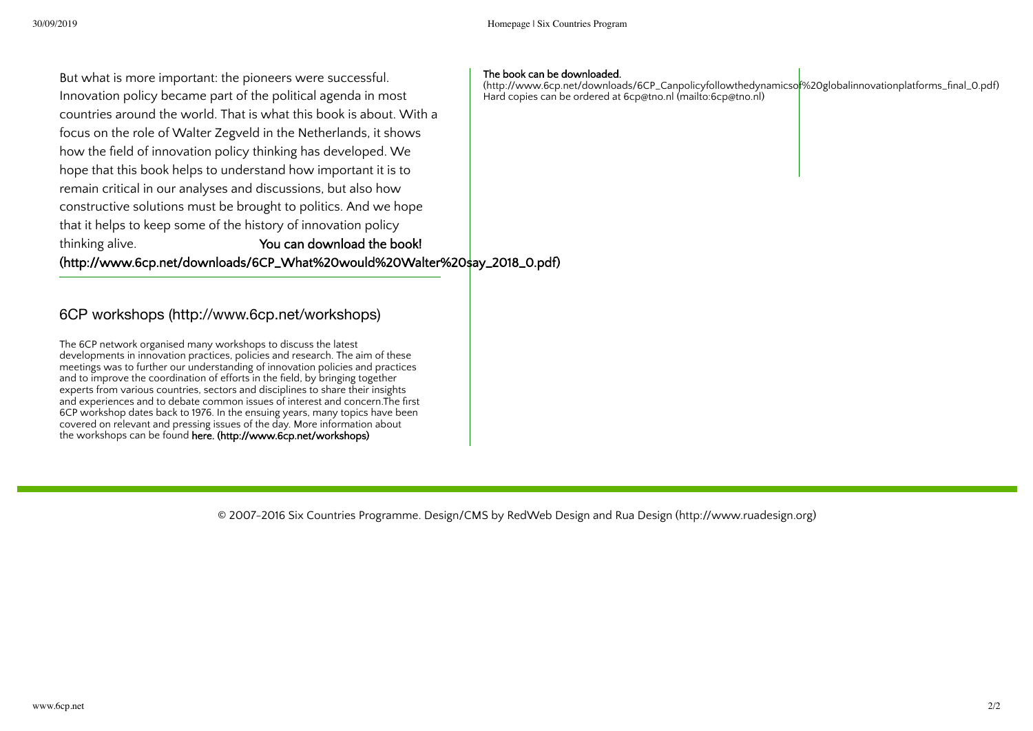But what is more important: the pioneers were successful. Innovation policy became part of the political agenda in most countries around the world. That is what this book is about. With a focus on the role of Walter Zegveld in the Netherlands, it shows how the field of innovation policy thinking has developed. We hope that this book helps to understand how important it is to remain critical in our analyses and discussions, but also how constructive solutions must be brought to politics. And we hope that it helps to keep some of the history of innovation policy thinking alive. **You can download the book! (http://www.6cp.net/downloads/6CP_What%20would%20Walter%20say_2018_0.pdf)**

**The book can be downloaded.** (http://www.6cp.net/downloads/6CP_Canpolicyfollowthedynamicsof%20globalinnovationplatforms_final_0.pdf)
Hard copies can be ordered at 6cp@tno.nl (mailto:6cp@tno.nl)

## 6CP workshops (http://www.6cp.net/workshops)

The 6CP network organised many workshops to discuss the latest developments in innovation practices, policies and research. The aim of these meetings was to further our understanding of innovation policies and practices and to improve the coordination of efforts in the field, by bringing together experts from various countries, sectors and disciplines to share their insights and experiences and to debate common issues of interest and concern.The first 6CP workshop dates back to 1976. In the ensuing years, many topics have been covered on relevant and pressing issues of the day. More information about the workshops can be found **here. (http://www.6cp.net/workshops)**

© 2007-2016 Six Countries Programme. Design/CMS by RedWeb Design and Rua Design (http://www.ruadesign.org)